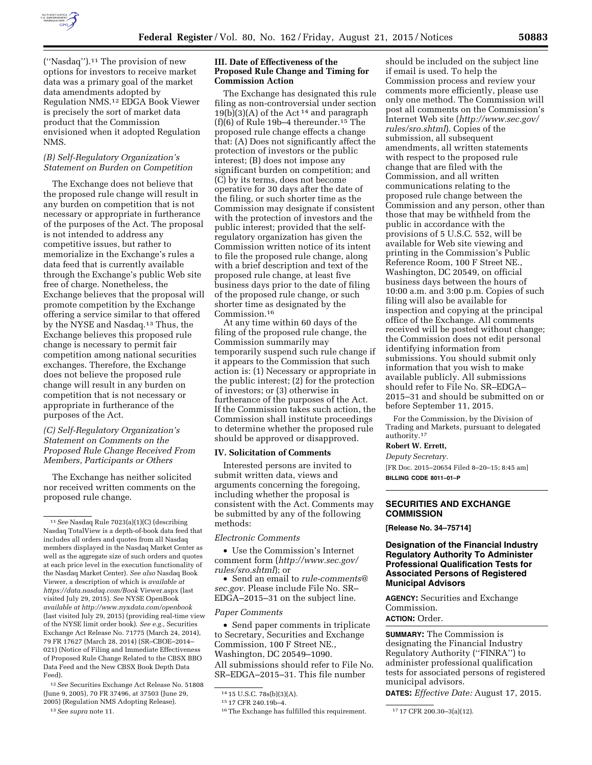("Nasdaq").[11] The provision of new options for investors to receive market data was a primary goal of the market data amendments adopted by Regulation NMS.[12] EDGA Book Viewer is precisely the sort of market data product that the Commission envisioned when it adopted Regulation NMS.

*(B) Self-Regulatory Organization's Statement on Burden on Competition*

The Exchange does not believe that the proposed rule change will result in any burden on competition that is not necessary or appropriate in furtherance of the purposes of the Act. The proposal is not intended to address any competitive issues, but rather to memorialize in the Exchange's rules a data feed that is currently available through the Exchange's public Web site free of charge. Nonetheless, the Exchange believes that the proposal will promote competition by the Exchange offering a service similar to that offered by the NYSE and Nasdaq.[13] Thus, the Exchange believes this proposed rule change is necessary to permit fair competition among national securities exchanges. Therefore, the Exchange does not believe the proposed rule change will result in any burden on competition that is not necessary or appropriate in furtherance of the purposes of the Act.

*(C) Self-Regulatory Organization's Statement on Comments on the Proposed Rule Change Received From Members, Participants or Others*

The Exchange has neither solicited nor received written comments on the proposed rule change.

## III. Date of Effectiveness of the Proposed Rule Change and Timing for Commission Action

The Exchange has designated this rule filing as non-controversial under section 19(b)(3)(A) of the Act [14] and paragraph (f)(6) of Rule 19b–4 thereunder.[15] The proposed rule change effects a change that: (A) Does not significantly affect the protection of investors or the public interest; (B) does not impose any significant burden on competition; and (C) by its terms, does not become operative for 30 days after the date of the filing, or such shorter time as the Commission may designate if consistent with the protection of investors and the public interest; provided that the self-regulatory organization has given the Commission written notice of its intent to file the proposed rule change, along with a brief description and text of the proposed rule change, at least five business days prior to the date of filing of the proposed rule change, or such shorter time as designated by the Commission.[16]

At any time within 60 days of the filing of the proposed rule change, the Commission summarily may temporarily suspend such rule change if it appears to the Commission that such action is: (1) Necessary or appropriate in the public interest; (2) for the protection of investors; or (3) otherwise in furtherance of the purposes of the Act. If the Commission takes such action, the Commission shall institute proceedings to determine whether the proposed rule should be approved or disapproved.

## IV. Solicitation of Comments

Interested persons are invited to submit written data, views and arguments concerning the foregoing, including whether the proposal is consistent with the Act. Comments may be submitted by any of the following methods:

*Electronic Comments*

- Use the Commission's Internet comment form (*http://www.sec.gov/rules/sro.shtml*); or
- Send an email to *rule-comments@sec.gov.* Please include File No. SR–EDGA–2015–31 on the subject line.

*Paper Comments*

- Send paper comments in triplicate to Secretary, Securities and Exchange Commission, 100 F Street NE., Washington, DC 20549–1090.

All submissions should refer to File No. SR–EDGA–2015–31. This file number should be included on the subject line if email is used. To help the Commission process and review your comments more efficiently, please use only one method. The Commission will post all comments on the Commission's Internet Web site (*http://www.sec.gov/rules/sro.shtml*). Copies of the submission, all subsequent amendments, all written statements with respect to the proposed rule change that are filed with the Commission, and all written communications relating to the proposed rule change between the Commission and any person, other than those that may be withheld from the public in accordance with the provisions of 5 U.S.C. 552, will be available for Web site viewing and printing in the Commission's Public Reference Room, 100 F Street NE., Washington, DC 20549, on official business days between the hours of 10:00 a.m. and 3:00 p.m. Copies of such filing will also be available for inspection and copying at the principal office of the Exchange. All comments received will be posted without change; the Commission does not edit personal identifying information from submissions. You should submit only information that you wish to make available publicly. All submissions should refer to File No. SR–EDGA–2015–31 and should be submitted on or before September 11, 2015.

For the Commission, by the Division of Trading and Markets, pursuant to delegated authority.[17]

**Robert W. Errett,**

*Deputy Secretary.*

[FR Doc. 2015–20654 Filed 8–20–15; 8:45 am]

**BILLING CODE 8011–01–P**

---

## SECURITIES AND EXCHANGE COMMISSION

**[Release No. 34–75714]**

### Designation of the Financial Industry Regulatory Authority To Administer Professional Qualification Tests for Associated Persons of Registered Municipal Advisors

**AGENCY:** Securities and Exchange Commission.

**ACTION:** Order.

**SUMMARY:** The Commission is designating the Financial Industry Regulatory Authority ("FINRA") to administer professional qualification tests for associated persons of registered municipal advisors.

**DATES:** *Effective Date:* August 17, 2015.

---

[11] *See* Nasdaq Rule 7023(a)(1)(C) (describing Nasdaq TotalView is a depth-of-book data feed that includes all orders and quotes from all Nasdaq members displayed in the Nasdaq Market Center as well as the aggregate size of such orders and quotes at each price level in the execution functionality of the Nasdaq Market Center). *See also* Nasdaq Book Viewer, a description of which is *available at https://data.nasdaq.com/Book* Viewer.aspx (last visited July 29, 2015). *See* NYSE OpenBook *available at http://www.nyxdata.com/openbook* (last visited July 29, 2015) (providing real-time view of the NYSE limit order book). *See e.g.,* Securities Exchange Act Release No. 71775 (March 24, 2014), 79 FR 17627 (March 28, 2014) (SR–CBOE–2014–021) (Notice of Filing and Immediate Effectiveness of Proposed Rule Change Related to the CBSX BBO Data Feed and the New CBSX Book Depth Data Feed).

[12] *See* Securities Exchange Act Release No. 51808 (June 9, 2005), 70 FR 37496, at 37503 (June 29, 2005) (Regulation NMS Adopting Release).

[13] *See supra* note 11.

[14] 15 U.S.C. 78s(b)(3)(A).

[15] 17 CFR 240.19b–4.

[16] The Exchange has fulfilled this requirement.

[17] 17 CFR 200.30–3(a)(12).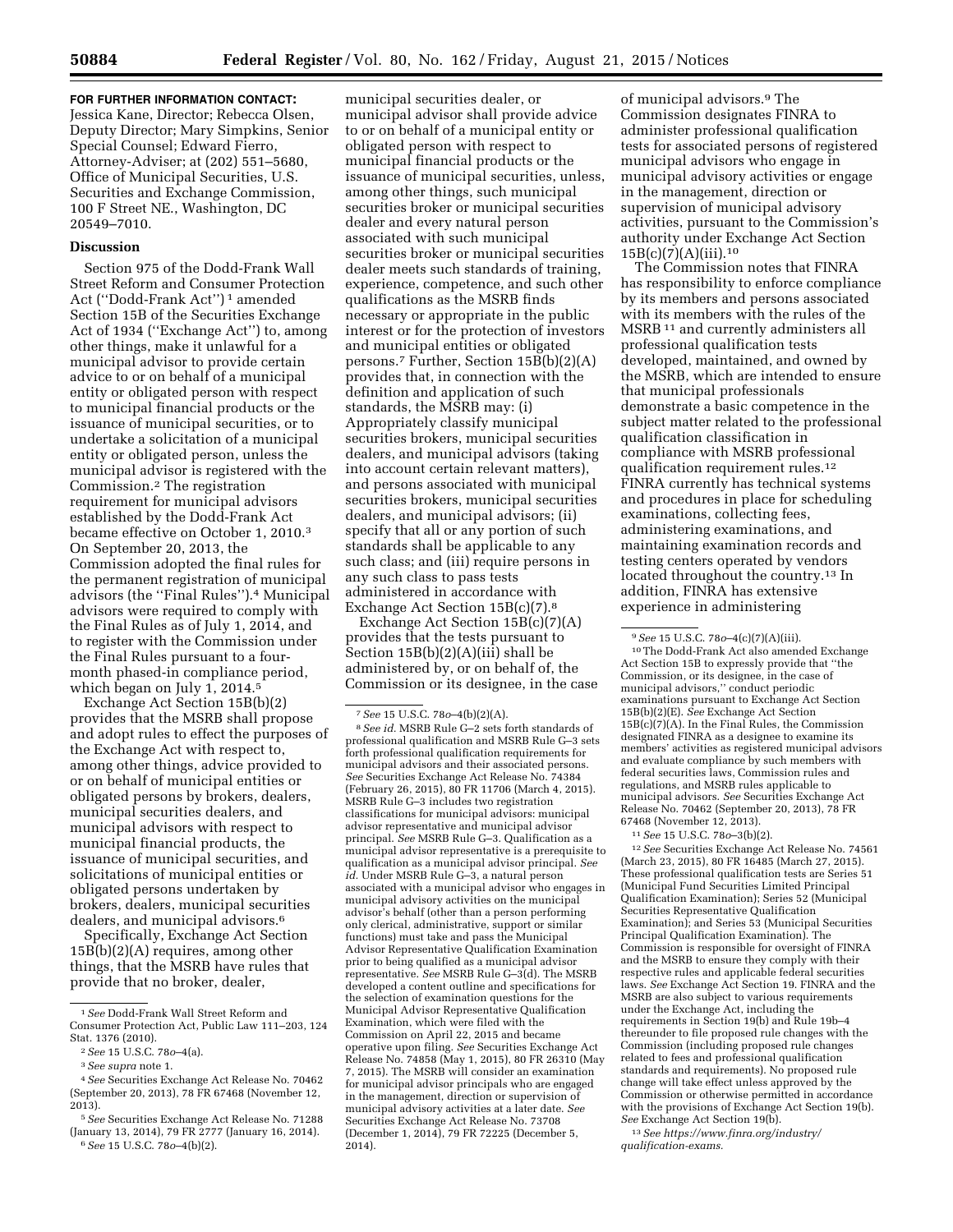**FOR FURTHER INFORMATION CONTACT:** Jessica Kane, Director; Rebecca Olsen, Deputy Director; Mary Simpkins, Senior Special Counsel; Edward Fierro, Attorney-Adviser; at (202) 551–5680, Office of Municipal Securities, U.S. Securities and Exchange Commission, 100 F Street NE., Washington, DC 20549–7010.

**Discussion**

Section 975 of the Dodd-Frank Wall Street Reform and Consumer Protection Act (''Dodd-Frank Act'') [1] amended Section 15B of the Securities Exchange Act of 1934 (''Exchange Act'') to, among other things, make it unlawful for a municipal advisor to provide certain advice to or on behalf of a municipal entity or obligated person with respect to municipal financial products or the issuance of municipal securities, or to undertake a solicitation of a municipal entity or obligated person, unless the municipal advisor is registered with the Commission.[2] The registration requirement for municipal advisors established by the Dodd-Frank Act became effective on October 1, 2010.[3] On September 20, 2013, the Commission adopted the final rules for the permanent registration of municipal advisors (the ''Final Rules'').[4] Municipal advisors were required to comply with the Final Rules as of July 1, 2014, and to register with the Commission under the Final Rules pursuant to a four-month phased-in compliance period, which began on July 1, 2014.[5]

Exchange Act Section 15B(b)(2) provides that the MSRB shall propose and adopt rules to effect the purposes of the Exchange Act with respect to, among other things, advice provided to or on behalf of municipal entities or obligated persons by brokers, dealers, municipal securities dealers, and municipal advisors with respect to municipal financial products, the issuance of municipal securities, and solicitations of municipal entities or obligated persons undertaken by brokers, dealers, municipal securities dealers, and municipal advisors.[6]

Specifically, Exchange Act Section 15B(b)(2)(A) requires, among other things, that the MSRB have rules that provide that no broker, dealer, municipal securities dealer, or municipal advisor shall provide advice to or on behalf of a municipal entity or obligated person with respect to municipal financial products or the issuance of municipal securities, unless, among other things, such municipal securities broker or municipal securities dealer and every natural person associated with such municipal securities broker or municipal securities dealer meets such standards of training, experience, competence, and such other qualifications as the MSRB finds necessary or appropriate in the public interest or for the protection of investors and municipal entities or obligated persons.[7] Further, Section 15B(b)(2)(A) provides that, in connection with the definition and application of such standards, the MSRB may: (i) Appropriately classify municipal securities brokers, municipal securities dealers, and municipal advisors (taking into account certain relevant matters), and persons associated with municipal securities brokers, municipal securities dealers, and municipal advisors; (ii) specify that all or any portion of such standards shall be applicable to any such class; and (iii) require persons in any such class to pass tests administered in accordance with Exchange Act Section 15B(c)(7).[8]

Exchange Act Section 15B(c)(7)(A) provides that the tests pursuant to Section 15B(b)(2)(A)(iii) shall be administered by, or on behalf of, the Commission or its designee, in the case of municipal advisors.[9] The Commission designates FINRA to administer professional qualification tests for associated persons of registered municipal advisors who engage in municipal advisory activities or engage in the management, direction or supervision of municipal advisory activities, pursuant to the Commission's authority under Exchange Act Section 15B(c)(7)(A)(iii).[10]

The Commission notes that FINRA has responsibility to enforce compliance by its members and persons associated with its members with the rules of the MSRB [11] and currently administers all professional qualification tests developed, maintained, and owned by the MSRB, which are intended to ensure that municipal professionals demonstrate a basic competence in the subject matter related to the professional qualification classification in compliance with MSRB professional qualification requirement rules.[12] FINRA currently has technical systems and procedures in place for scheduling examinations, collecting fees, administering examinations, and maintaining examination records and testing centers operated by vendors located throughout the country.[13] In addition, FINRA has extensive experience in administering

---

[1] *See* Dodd-Frank Wall Street Reform and Consumer Protection Act, Public Law 111–203, 124 Stat. 1376 (2010).

[2] *See* 15 U.S.C. 78*o*–4(a).

[3] *See supra* note 1.

[4] *See* Securities Exchange Act Release No. 70462 (September 20, 2013), 78 FR 67468 (November 12, 2013).

[5] *See* Securities Exchange Act Release No. 71288 (January 13, 2014), 79 FR 2777 (January 16, 2014).

[6] *See* 15 U.S.C. 78*o*–4(b)(2).

[7] *See* 15 U.S.C. 78*o*–4(b)(2)(A).

[8] *See id.* MSRB Rule G–2 sets forth standards of professional qualification and MSRB Rule G–3 sets forth professional qualification requirements for municipal advisors and their associated persons. *See* Securities Exchange Act Release No. 74384 (February 26, 2015), 80 FR 11706 (March 4, 2015). MSRB Rule G–3 includes two registration classifications for municipal advisors: municipal advisor representative and municipal advisor principal. *See* MSRB Rule G–3. Qualification as a municipal advisor representative is a prerequisite to qualification as a municipal advisor principal. *See id.* Under MSRB Rule G–3, a natural person associated with a municipal advisor who engages in municipal advisory activities on the municipal advisor's behalf (other than a person performing only clerical, administrative, support or similar functions) must take and pass the Municipal Advisor Representative Qualification Examination prior to being qualified as a municipal advisor representative. *See* MSRB Rule G–3(d). The MSRB developed a content outline and specifications for the selection of examination questions for the Municipal Advisor Representative Qualification Examination, which were filed with the Commission on April 22, 2015 and became operative upon filing. *See* Securities Exchange Act Release No. 74858 (May 1, 2015), 80 FR 26310 (May 7, 2015). The MSRB will consider an examination for municipal advisor principals who are engaged in the management, direction or supervision of municipal advisory activities at a later date. *See* Securities Exchange Act Release No. 73708 (December 1, 2014), 79 FR 72225 (December 5, 2014).

[9] *See* 15 U.S.C. 78*o*–4(c)(7)(A)(iii).

[10] The Dodd-Frank Act also amended Exchange Act Section 15B to expressly provide that ''the Commission, or its designee, in the case of municipal advisors,'' conduct periodic examinations pursuant to Exchange Act Section 15B(b)(2)(E). *See* Exchange Act Section 15B(c)(7)(A). In the Final Rules, the Commission designated FINRA as a designee to examine its members' activities as registered municipal advisors and evaluate compliance by such members with federal securities laws, Commission rules and regulations, and MSRB rules applicable to municipal advisors. *See* Securities Exchange Act Release No. 70462 (September 20, 2013), 78 FR 67468 (November 12, 2013).

[11] *See* 15 U.S.C. 78*o*–3(b)(2).

[12] *See* Securities Exchange Act Release No. 74561 (March 23, 2015), 80 FR 16485 (March 27, 2015). These professional qualification tests are Series 51 (Municipal Fund Securities Limited Principal Qualification Examination); Series 52 (Municipal Securities Representative Qualification Examination); and Series 53 (Municipal Securities Principal Qualification Examination). The Commission is responsible for oversight of FINRA and the MSRB to ensure they comply with their respective rules and applicable federal securities laws. *See* Exchange Act Section 19. FINRA and the MSRB are also subject to various requirements under the Exchange Act, including the requirements in Section 19(b) and Rule 19b–4 thereunder to file proposed rule changes with the Commission (including proposed rule changes related to fees and professional qualification standards and requirements). No proposed rule change will take effect unless approved by the Commission or otherwise permitted in accordance with the provisions of Exchange Act Section 19(b). *See* Exchange Act Section 19(b).

[13] *See https://www.finra.org/industry/qualification-exams.*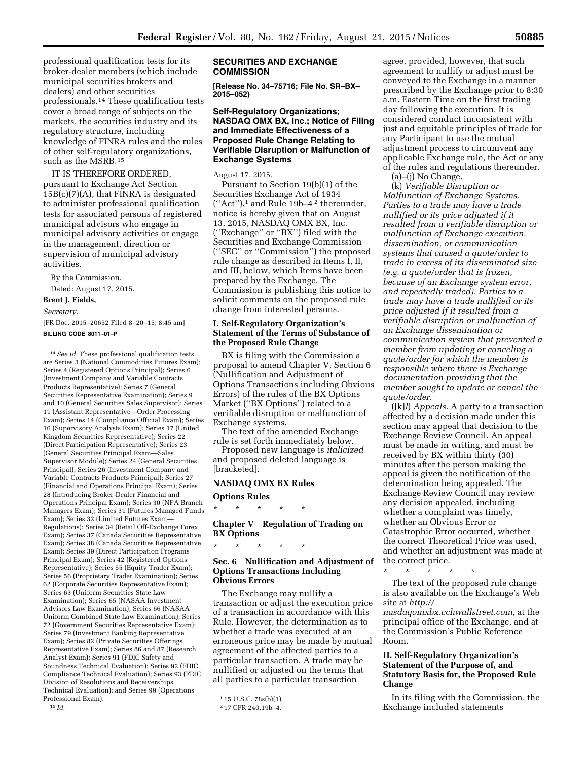professional qualification tests for its broker-dealer members (which include municipal securities brokers and dealers) and other securities professionals.[14] These qualification tests cover a broad range of subjects on the markets, the securities industry and its regulatory structure, including knowledge of FINRA rules and the rules of other self-regulatory organizations, such as the MSRB.[15]

IT IS THEREFORE ORDERED, pursuant to Exchange Act Section 15B(c)(7)(A), that FINRA is designated to administer professional qualification tests for associated persons of registered municipal advisors who engage in municipal advisory activities or engage in the management, direction or supervision of municipal advisory activities.

By the Commission.

Dated: August 17, 2015.

**Brent J. Fields,**

*Secretary.*

[FR Doc. 2015–20652 Filed 8–20–15; 8:45 am]

**BILLING CODE 8011–01–P**

[14] *See id.* These professional qualification tests are Series 3 (National Commodities Futures Exam); Series 4 (Registered Options Principal); Series 6 (Investment Company and Variable Contracts Products Representative); Series 7 (General Securities Representative Examination); Series 9 and 10 (General Securities Sales Supervisor); Series 11 (Assistant Representative—Order Processing Exam); Series 14 (Compliance Official Exam); Series 16 (Supervisory Analysts Exam); Series 17 (United Kingdom Securities Representative); Series 22 (Direct Participation Representative); Series 23 (General Securities Principal Exam—Sales Supervisor Module); Series 24 (General Securities Principal); Series 26 (Investment Company and Variable Contracts Products Principal); Series 27 (Financial and Operations Principal Exam); Series 28 (Introducing Broker-Dealer Financial and Operations Principal Exam); Series 30 (NFA Branch Managers Exam); Series 31 (Futures Managed Funds Exam); Series 32 (Limited Futures Exam—Regulations); Series 34 (Retail Off-Exchange Forex Exam); Series 37 (Canada Securities Representative Exam); Series 38 (Canada Securities Representative Exam); Series 39 (Direct Participation Programs Principal Exam); Series 42 (Registered Options Representative); Series 55 (Equity Trader Exam); Series 56 (Proprietary Trader Examination); Series 62 (Corporate Securities Representative Exam); Series 63 (Uniform Securities State Law Examination); Series 65 (NASAA Investment Advisors Law Examination); Series 66 (NASAA Uniform Combined State Law Examination); Series 72 (Government Securities Representative Exam); Series 79 (Investment Banking Representative Exam); Series 82 (Private Securities Offerings Representative Exam); Series 86 and 87 (Research Analyst Exam); Series 91 (FDIC Safety and Soundness Technical Evaluation); Series 92 (FDIC Compliance Technical Evaluation); Series 93 (FDIC Division of Resolutions and Receiverships Technical Evaluation); and Series 99 (Operations Professional Exam).

[15] *Id.*

## SECURITIES AND EXCHANGE COMMISSION

**[Release No. 34–75716; File No. SR–BX–2015–052)**

### Self-Regulatory Organizations; NASDAQ OMX BX, Inc.; Notice of Filing and Immediate Effectiveness of a Proposed Rule Change Relating to Verifiable Disruption or Malfunction of Exchange Systems

August 17, 2015.

Pursuant to Section 19(b)(1) of the Securities Exchange Act of 1934 (''Act''),[1] and Rule 19b–4 [2] thereunder, notice is hereby given that on August 13, 2015, NASDAQ OMX BX, Inc. (''Exchange'' or ''BX'') filed with the Securities and Exchange Commission (''SEC'' or ''Commission'') the proposed rule change as described in Items I, II, and III, below, which Items have been prepared by the Exchange. The Commission is publishing this notice to solicit comments on the proposed rule change from interested persons.

### I. Self-Regulatory Organization's Statement of the Terms of Substance of the Proposed Rule Change

BX is filing with the Commission a proposal to amend Chapter V, Section 6 (Nullification and Adjustment of Options Transactions including Obvious Errors) of the rules of the BX Options Market (''BX Options'') related to a verifiable disruption or malfunction of Exchange systems.

The text of the amended Exchange rule is set forth immediately below.

Proposed new language is *italicized* and proposed deleted language is [bracketed].

**NASDAQ OMX BX Rules**

**Options Rules**

\* \* \* \* \*

**Chapter V Regulation of Trading on BX Options**

\* \* \* \* \*

**Sec. 6 Nullification and Adjustment of Options Transactions Including Obvious Errors**

The Exchange may nullify a transaction or adjust the execution price of a transaction in accordance with this Rule. However, the determination as to whether a trade was executed at an erroneous price may be made by mutual agreement of the affected parties to a particular transaction. A trade may be nullified or adjusted on the terms that all parties to a particular transaction agree, provided, however, that such agreement to nullify or adjust must be conveyed to the Exchange in a manner prescribed by the Exchange prior to 8:30 a.m. Eastern Time on the first trading day following the execution. It is considered conduct inconsistent with just and equitable principles of trade for any Participant to use the mutual adjustment process to circumvent any applicable Exchange rule, the Act or any of the rules and regulations thereunder.

(a)–(j) No Change.

(k) *Verifiable Disruption or Malfunction of Exchange Systems. Parties to a trade may have a trade nullified or its price adjusted if it resulted from a verifiable disruption or malfunction of Exchange execution, dissemination, or communication systems that caused a quote/order to trade in excess of its disseminated size (e.g. a quote/order that is frozen, because of an Exchange system error, and repeatedly traded). Parties to a trade may have a trade nullified or its price adjusted if it resulted from a verifiable disruption or malfunction of an Exchange dissemination or communication system that prevented a member from updating or canceling a quote/order for which the member is responsible where there is Exchange documentation providing that the member sought to update or cancel the quote/order.*

([k]*l*) *Appeals.* A party to a transaction affected by a decision made under this section may appeal that decision to the Exchange Review Council. An appeal must be made in writing, and must be received by BX within thirty (30) minutes after the person making the appeal is given the notification of the determination being appealed. The Exchange Review Council may review any decision appealed, including whether a complaint was timely, whether an Obvious Error or Catastrophic Error occurred, whether the correct Theoretical Price was used, and whether an adjustment was made at the correct price.

\* \* \* \* \*

The text of the proposed rule change is also available on the Exchange's Web site at *http://nasdaqomxbx.cchwallstreet.com,* at the principal office of the Exchange, and at the Commission's Public Reference Room.

### II. Self-Regulatory Organization's Statement of the Purpose of, and Statutory Basis for, the Proposed Rule Change

In its filing with the Commission, the Exchange included statements

[1] 15 U.S.C. 78s(b)(1).

[2] 17 CFR 240.19b–4.